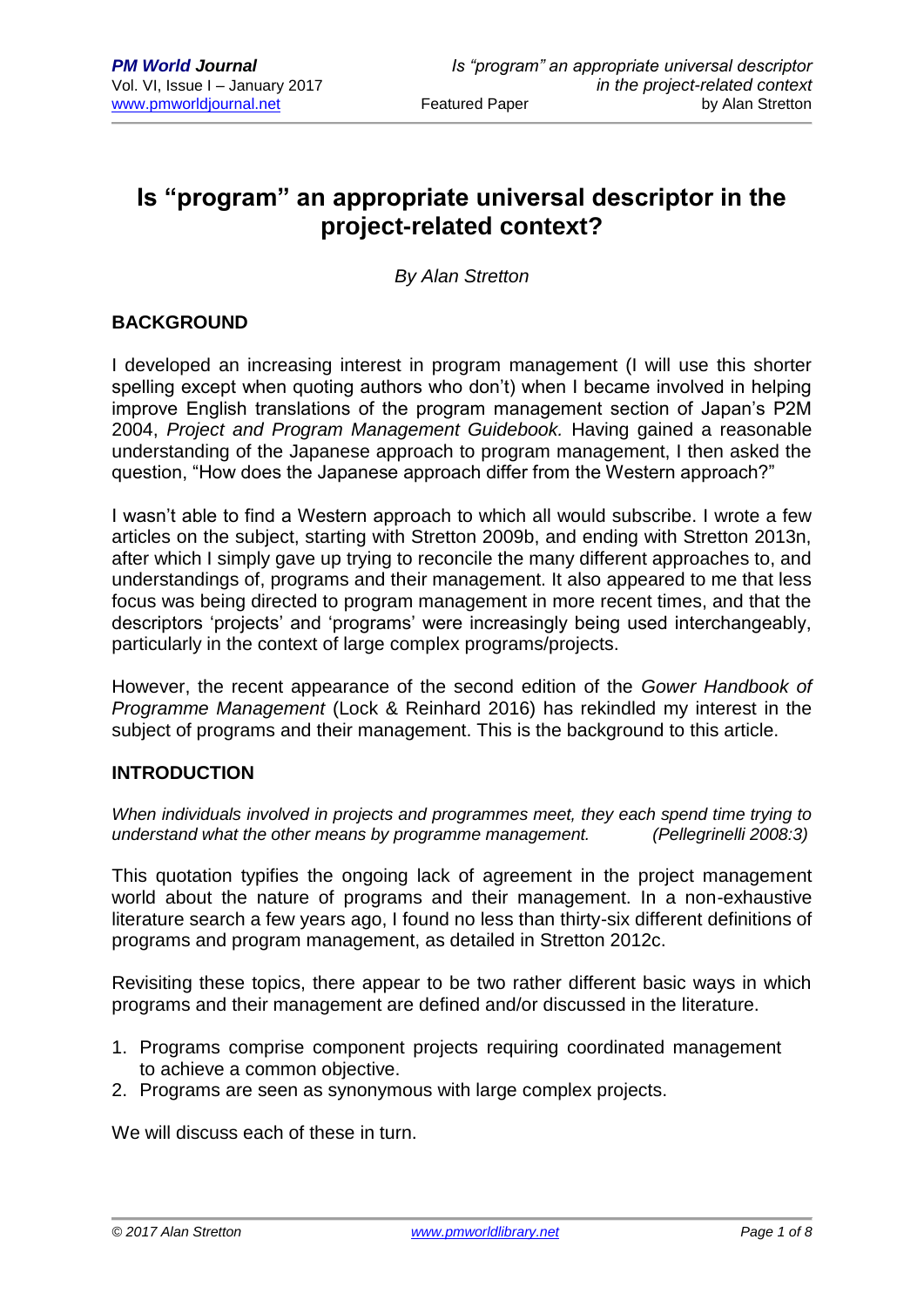# Is "program" an appropriate universal descriptor in the project-related context?

*By Alan Stretton*

## BACKGROUND

I developed an increasing interest in program management (I will use this shorter spelling except when quoting authors who don't) when I became involved in helping improve English translations of the program management section of Japan's P2M 2004, *Project and Program Management Guidebook.* Having gained a reasonable understanding of the Japanese approach to program management, I then asked the question, "How does the Japanese approach differ from the Western approach?"

I wasn't able to find a Western approach to which all would subscribe. I wrote a few articles on the subject, starting with Stretton 2009b, and ending with Stretton 2013n, after which I simply gave up trying to reconcile the many different approaches to, and understandings of, programs and their management. It also appeared to me that less focus was being directed to program management in more recent times, and that the descriptors 'projects' and 'programs' were increasingly being used interchangeably, particularly in the context of large complex programs/projects.

However, the recent appearance of the second edition of the *Gower Handbook of Programme Management* (Lock & Reinhard 2016) has rekindled my interest in the subject of programs and their management. This is the background to this article.

## INTRODUCTION

*When individuals involved in projects and programmes meet, they each spend time trying to understand what the other means by programme management. (Pellegrinelli 2008:3)*

This quotation typifies the ongoing lack of agreement in the project management world about the nature of programs and their management. In a non-exhaustive literature search a few years ago, I found no less than thirty-six different definitions of programs and program management, as detailed in Stretton 2012c.

Revisiting these topics, there appear to be two rather different basic ways in which programs and their management are defined and/or discussed in the literature.

1. Programs comprise component projects requiring coordinated management to achieve a common objective.
2. Programs are seen as synonymous with large complex projects.

We will discuss each of these in turn.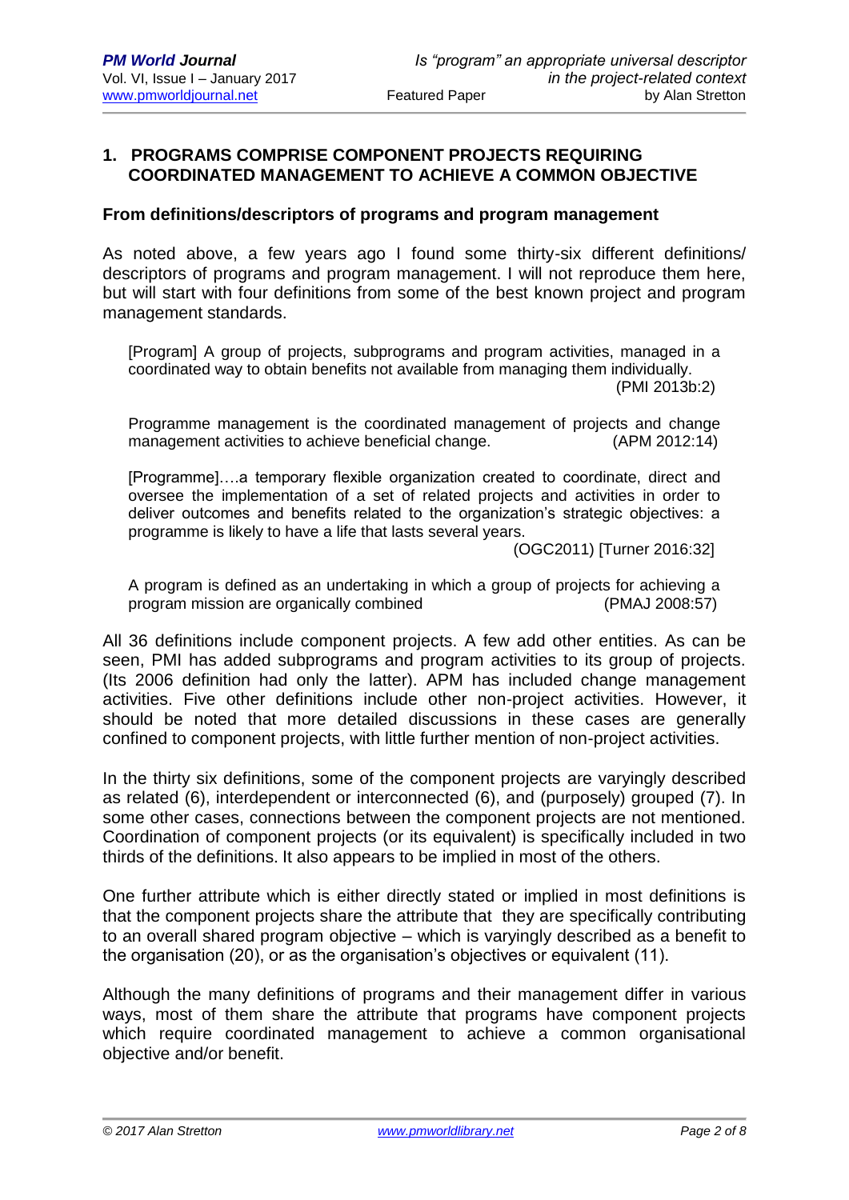## 1. PROGRAMS COMPRISE COMPONENT PROJECTS REQUIRING COORDINATED MANAGEMENT TO ACHIEVE A COMMON OBJECTIVE

### From definitions/descriptors of programs and program management

As noted above, a few years ago I found some thirty-six different definitions/ descriptors of programs and program management. I will not reproduce them here, but will start with four definitions from some of the best known project and program management standards.

> [Program] A group of projects, subprograms and program activities, managed in a coordinated way to obtain benefits not available from managing them individually. (PMI 2013b:2)

> Programme management is the coordinated management of projects and change management activities to achieve beneficial change. (APM 2012:14)

> [Programme]….a temporary flexible organization created to coordinate, direct and oversee the implementation of a set of related projects and activities in order to deliver outcomes and benefits related to the organization's strategic objectives: a programme is likely to have a life that lasts several years. (OGC2011) [Turner 2016:32]

> A program is defined as an undertaking in which a group of projects for achieving a program mission are organically combined (PMAJ 2008:57)

All 36 definitions include component projects. A few add other entities. As can be seen, PMI has added subprograms and program activities to its group of projects. (Its 2006 definition had only the latter). APM has included change management activities. Five other definitions include other non-project activities. However, it should be noted that more detailed discussions in these cases are generally confined to component projects, with little further mention of non-project activities.

In the thirty six definitions, some of the component projects are varyingly described as related (6), interdependent or interconnected (6), and (purposely) grouped (7). In some other cases, connections between the component projects are not mentioned. Coordination of component projects (or its equivalent) is specifically included in two thirds of the definitions. It also appears to be implied in most of the others.

One further attribute which is either directly stated or implied in most definitions is that the component projects share the attribute that they are specifically contributing to an overall shared program objective – which is varyingly described as a benefit to the organisation (20), or as the organisation's objectives or equivalent (11).

Although the many definitions of programs and their management differ in various ways, most of them share the attribute that programs have component projects which require coordinated management to achieve a common organisational objective and/or benefit.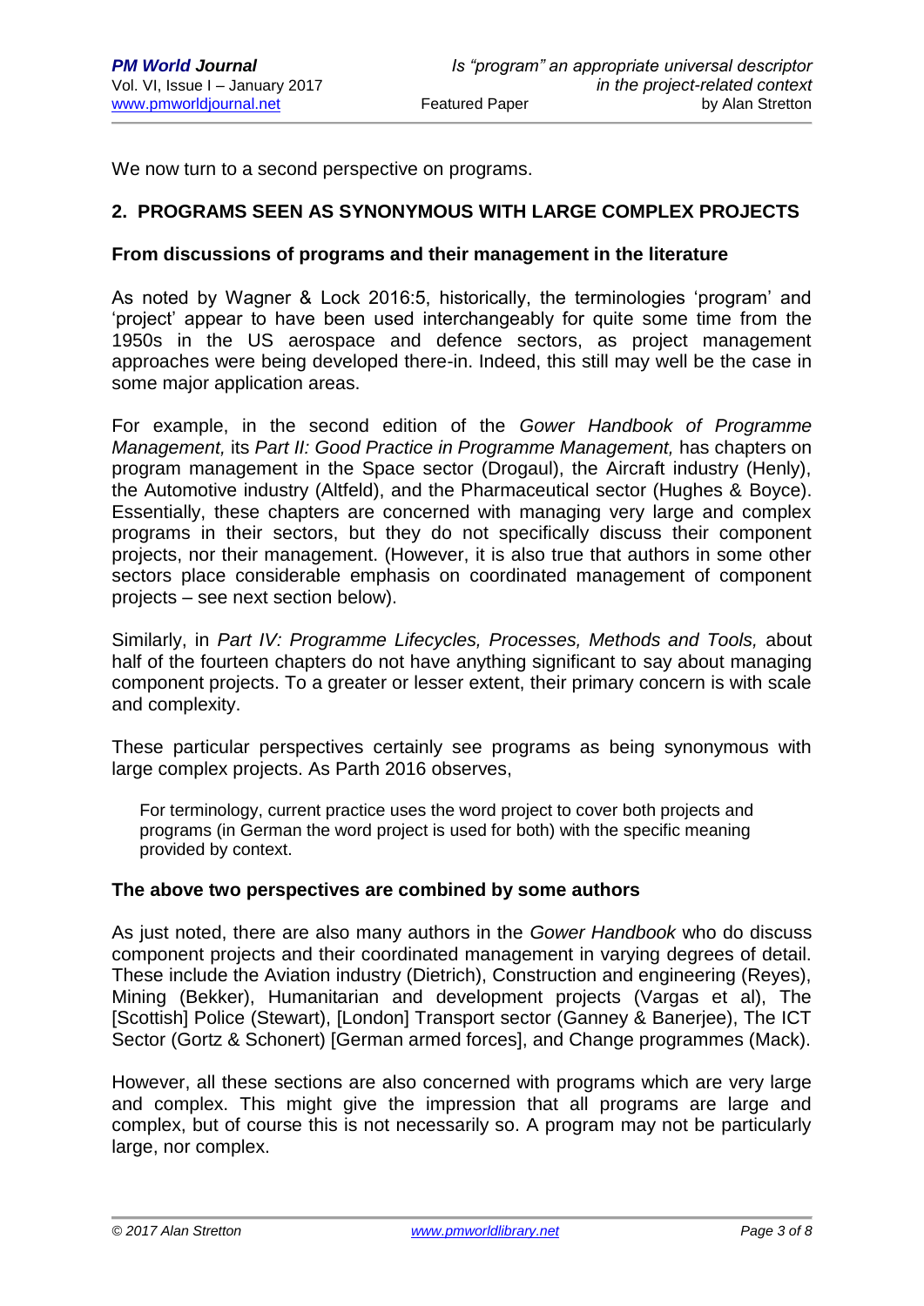We now turn to a second perspective on programs.

## 2. PROGRAMS SEEN AS SYNONYMOUS WITH LARGE COMPLEX PROJECTS

### From discussions of programs and their management in the literature

As noted by Wagner & Lock 2016:5, historically, the terminologies 'program' and 'project' appear to have been used interchangeably for quite some time from the 1950s in the US aerospace and defence sectors, as project management approaches were being developed there-in. Indeed, this still may well be the case in some major application areas.

For example, in the second edition of the *Gower Handbook of Programme Management,* its *Part II: Good Practice in Programme Management,* has chapters on program management in the Space sector (Drogaul), the Aircraft industry (Henly), the Automotive industry (Altfeld), and the Pharmaceutical sector (Hughes & Boyce). Essentially, these chapters are concerned with managing very large and complex programs in their sectors, but they do not specifically discuss their component projects, nor their management. (However, it is also true that authors in some other sectors place considerable emphasis on coordinated management of component projects – see next section below).

Similarly, in *Part IV: Programme Lifecycles, Processes, Methods and Tools,* about half of the fourteen chapters do not have anything significant to say about managing component projects. To a greater or lesser extent, their primary concern is with scale and complexity.

These particular perspectives certainly see programs as being synonymous with large complex projects. As Parth 2016 observes,

> For terminology, current practice uses the word project to cover both projects and programs (in German the word project is used for both) with the specific meaning provided by context.

### The above two perspectives are combined by some authors

As just noted, there are also many authors in the *Gower Handbook* who do discuss component projects and their coordinated management in varying degrees of detail. These include the Aviation industry (Dietrich), Construction and engineering (Reyes), Mining (Bekker), Humanitarian and development projects (Vargas et al), The [Scottish] Police (Stewart), [London] Transport sector (Ganney & Banerjee), The ICT Sector (Gortz & Schonert) [German armed forces], and Change programmes (Mack).

However, all these sections are also concerned with programs which are very large and complex. This might give the impression that all programs are large and complex, but of course this is not necessarily so. A program may not be particularly large, nor complex.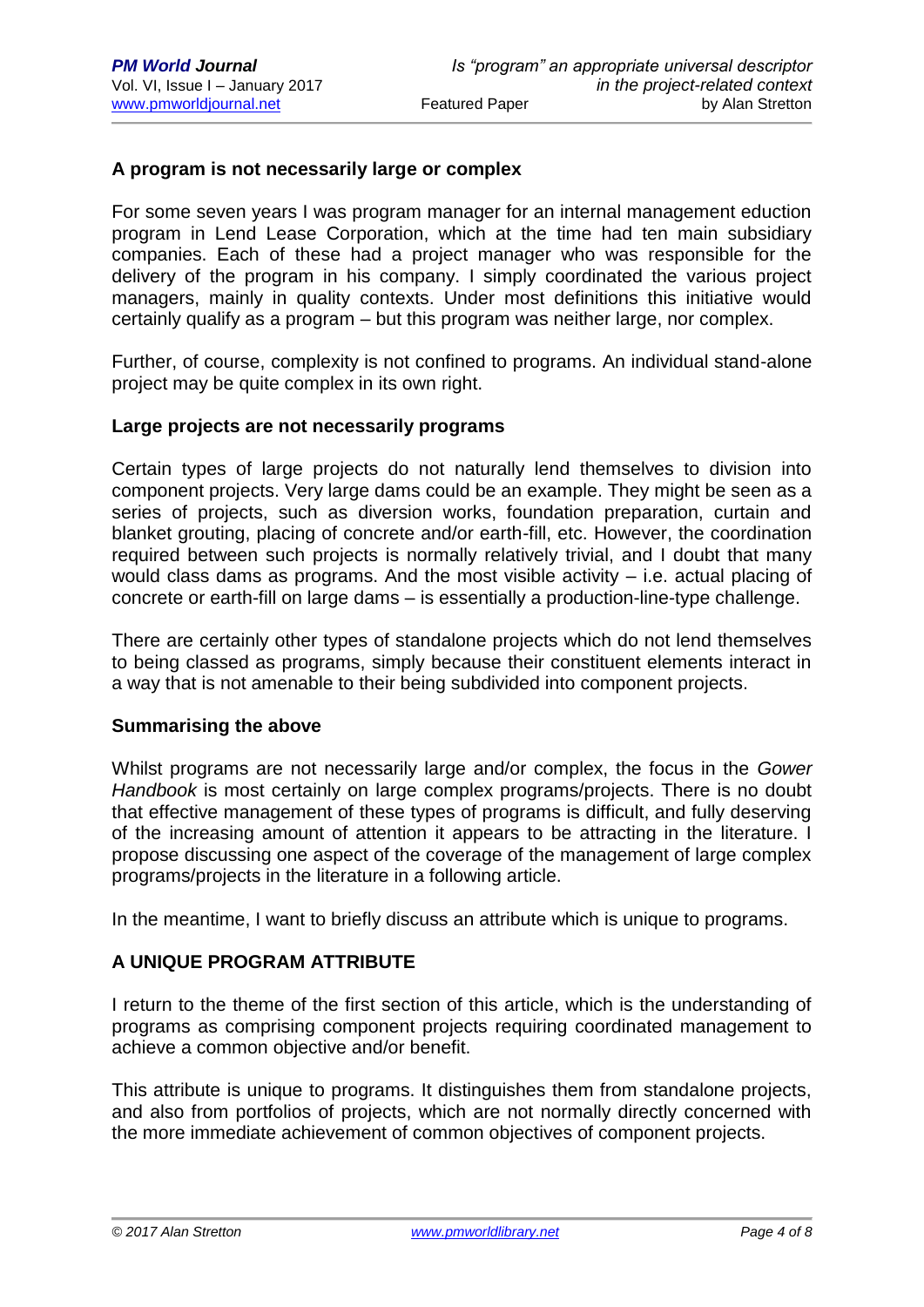### A program is not necessarily large or complex

For some seven years I was program manager for an internal management eduction program in Lend Lease Corporation, which at the time had ten main subsidiary companies. Each of these had a project manager who was responsible for the delivery of the program in his company. I simply coordinated the various project managers, mainly in quality contexts. Under most definitions this initiative would certainly qualify as a program – but this program was neither large, nor complex.

Further, of course, complexity is not confined to programs. An individual stand-alone project may be quite complex in its own right.

### Large projects are not necessarily programs

Certain types of large projects do not naturally lend themselves to division into component projects. Very large dams could be an example. They might be seen as a series of projects, such as diversion works, foundation preparation, curtain and blanket grouting, placing of concrete and/or earth-fill, etc. However, the coordination required between such projects is normally relatively trivial, and I doubt that many would class dams as programs. And the most visible activity – i.e. actual placing of concrete or earth-fill on large dams – is essentially a production-line-type challenge.

There are certainly other types of standalone projects which do not lend themselves to being classed as programs, simply because their constituent elements interact in a way that is not amenable to their being subdivided into component projects.

### Summarising the above

Whilst programs are not necessarily large and/or complex, the focus in the *Gower Handbook* is most certainly on large complex programs/projects. There is no doubt that effective management of these types of programs is difficult, and fully deserving of the increasing amount of attention it appears to be attracting in the literature. I propose discussing one aspect of the coverage of the management of large complex programs/projects in the literature in a following article.

In the meantime, I want to briefly discuss an attribute which is unique to programs.

## A UNIQUE PROGRAM ATTRIBUTE

I return to the theme of the first section of this article, which is the understanding of programs as comprising component projects requiring coordinated management to achieve a common objective and/or benefit.

This attribute is unique to programs. It distinguishes them from standalone projects, and also from portfolios of projects, which are not normally directly concerned with the more immediate achievement of common objectives of component projects.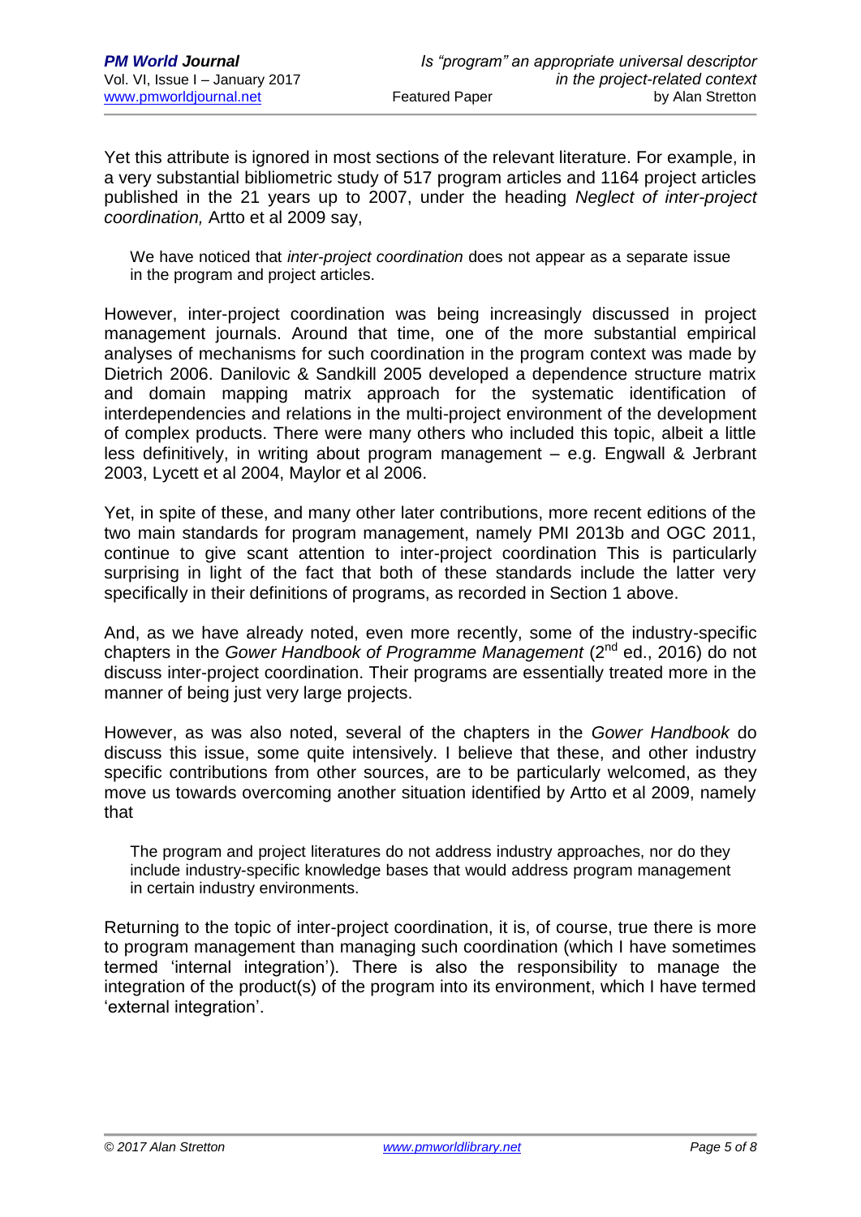Yet this attribute is ignored in most sections of the relevant literature. For example, in a very substantial bibliometric study of 517 program articles and 1164 project articles published in the 21 years up to 2007, under the heading *Neglect of inter-project coordination,* Artto et al 2009 say,

> We have noticed that *inter-project coordination* does not appear as a separate issue in the program and project articles.

However, inter-project coordination was being increasingly discussed in project management journals. Around that time, one of the more substantial empirical analyses of mechanisms for such coordination in the program context was made by Dietrich 2006. Danilovic & Sandkill 2005 developed a dependence structure matrix and domain mapping matrix approach for the systematic identification of interdependencies and relations in the multi-project environment of the development of complex products. There were many others who included this topic, albeit a little less definitively, in writing about program management – e.g. Engwall & Jerbrant 2003, Lycett et al 2004, Maylor et al 2006.

Yet, in spite of these, and many other later contributions, more recent editions of the two main standards for program management, namely PMI 2013b and OGC 2011, continue to give scant attention to inter-project coordination This is particularly surprising in light of the fact that both of these standards include the latter very specifically in their definitions of programs, as recorded in Section 1 above.

And, as we have already noted, even more recently, some of the industry-specific chapters in the *Gower Handbook of Programme Management* (2nd ed., 2016) do not discuss inter-project coordination. Their programs are essentially treated more in the manner of being just very large projects.

However, as was also noted, several of the chapters in the *Gower Handbook* do discuss this issue, some quite intensively. I believe that these, and other industry specific contributions from other sources, are to be particularly welcomed, as they move us towards overcoming another situation identified by Artto et al 2009, namely that

> The program and project literatures do not address industry approaches, nor do they include industry-specific knowledge bases that would address program management in certain industry environments.

Returning to the topic of inter-project coordination, it is, of course, true there is more to program management than managing such coordination (which I have sometimes termed 'internal integration'). There is also the responsibility to manage the integration of the product(s) of the program into its environment, which I have termed 'external integration'.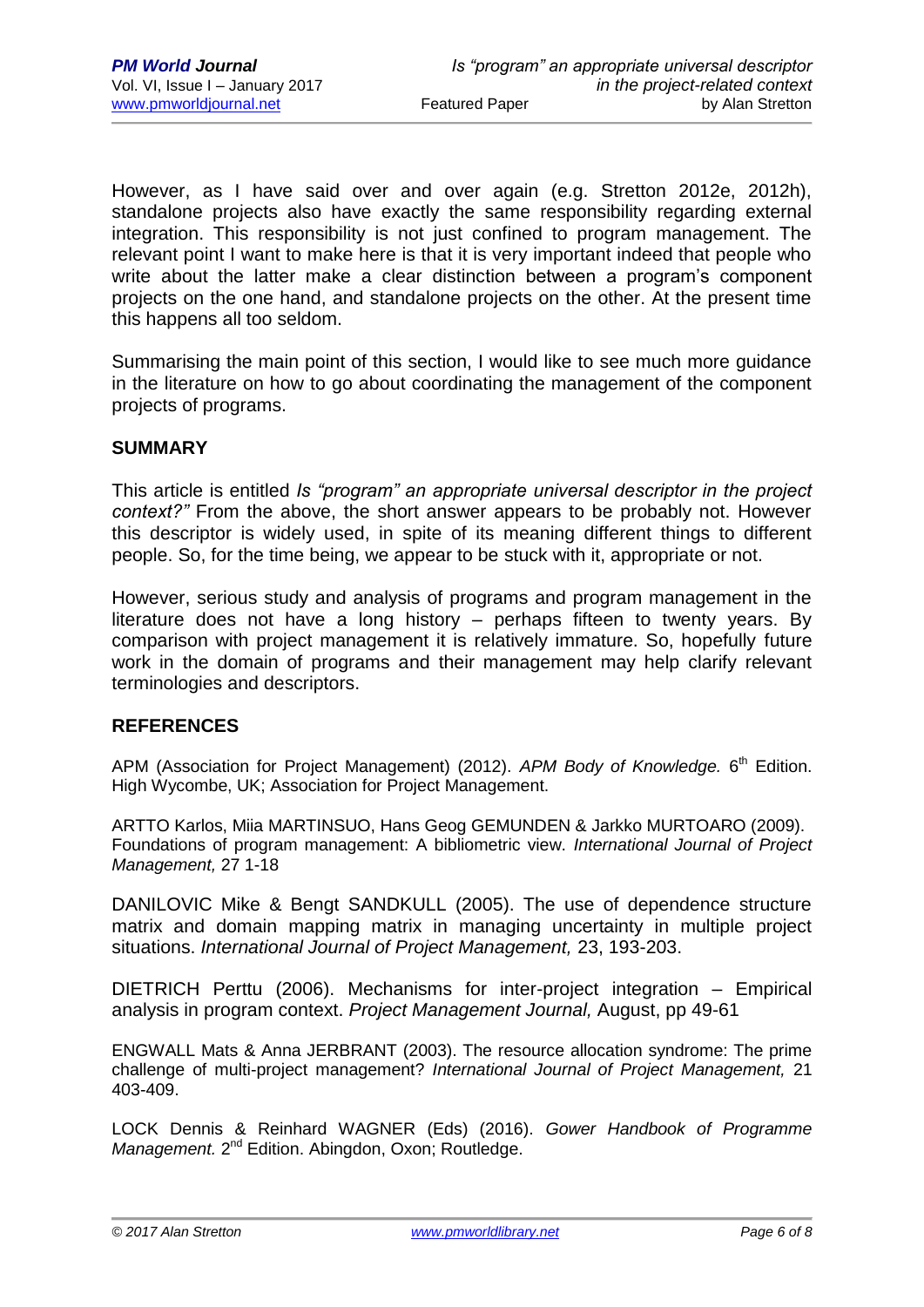However, as I have said over and over again (e.g. Stretton 2012e, 2012h), standalone projects also have exactly the same responsibility regarding external integration. This responsibility is not just confined to program management. The relevant point I want to make here is that it is very important indeed that people who write about the latter make a clear distinction between a program's component projects on the one hand, and standalone projects on the other. At the present time this happens all too seldom.

Summarising the main point of this section, I would like to see much more guidance in the literature on how to go about coordinating the management of the component projects of programs.

## SUMMARY

This article is entitled *Is "program" an appropriate universal descriptor in the project context?"* From the above, the short answer appears to be probably not. However this descriptor is widely used, in spite of its meaning different things to different people. So, for the time being, we appear to be stuck with it, appropriate or not.

However, serious study and analysis of programs and program management in the literature does not have a long history – perhaps fifteen to twenty years. By comparison with project management it is relatively immature. So, hopefully future work in the domain of programs and their management may help clarify relevant terminologies and descriptors.

## REFERENCES

APM (Association for Project Management) (2012). *APM Body of Knowledge.* 6th Edition. High Wycombe, UK; Association for Project Management.

ARTTO Karlos, Miia MARTINSUO, Hans Geog GEMUNDEN & Jarkko MURTOARO (2009). Foundations of program management: A bibliometric view. *International Journal of Project Management,* 27 1-18

DANILOVIC Mike & Bengt SANDKULL (2005). The use of dependence structure matrix and domain mapping matrix in managing uncertainty in multiple project situations. *International Journal of Project Management,* 23, 193-203.

DIETRICH Perttu (2006). Mechanisms for inter-project integration – Empirical analysis in program context. *Project Management Journal,* August, pp 49-61

ENGWALL Mats & Anna JERBRANT (2003). The resource allocation syndrome: The prime challenge of multi-project management? *International Journal of Project Management,* 21 403-409.

LOCK Dennis & Reinhard WAGNER (Eds) (2016). *Gower Handbook of Programme Management.* 2nd Edition. Abingdon, Oxon; Routledge.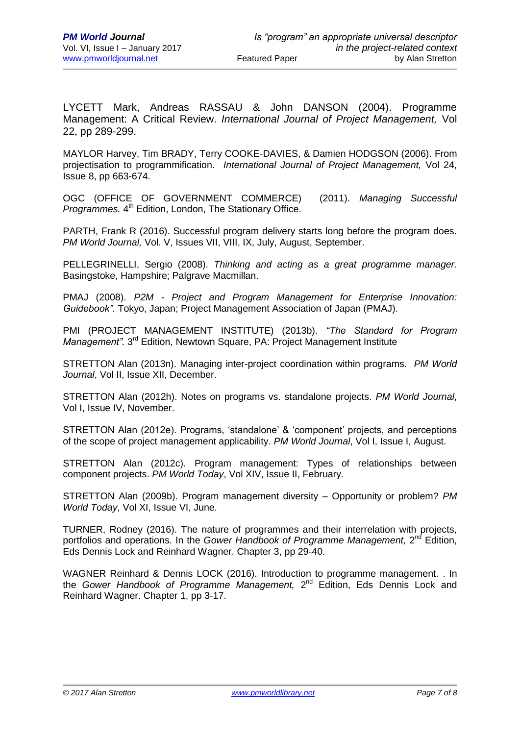LYCETT Mark, Andreas RASSAU & John DANSON (2004). Programme Management: A Critical Review. *International Journal of Project Management,* Vol 22, pp 289-299.

MAYLOR Harvey, Tim BRADY, Terry COOKE-DAVIES, & Damien HODGSON (2006). From projectisation to programmification. *International Journal of Project Management,* Vol 24, Issue 8, pp 663-674.

OGC (OFFICE OF GOVERNMENT COMMERCE) (2011). *Managing Successful Programmes.* 4th Edition, London, The Stationary Office.

PARTH, Frank R (2016). Successful program delivery starts long before the program does. *PM World Journal,* Vol. V, Issues VII, VIII, IX, July, August, September.

PELLEGRINELLI, Sergio (2008). *Thinking and acting as a great programme manager.* Basingstoke, Hampshire; Palgrave Macmillan.

PMAJ (2008). *P2M - Project and Program Management for Enterprise Innovation: Guidebook".* Tokyo, Japan; Project Management Association of Japan (PMAJ).

PMI (PROJECT MANAGEMENT INSTITUTE) (2013b). *"The Standard for Program Management".* 3rd Edition, Newtown Square, PA: Project Management Institute

STRETTON Alan (2013n). Managing inter-project coordination within programs. *PM World Journal*, Vol II, Issue XII, December.

STRETTON Alan (2012h). Notes on programs vs. standalone projects. *PM World Journal*, Vol I, Issue IV, November.

STRETTON Alan (2012e). Programs, 'standalone' & 'component' projects, and perceptions of the scope of project management applicability. *PM World Journal*, Vol I, Issue I, August.

STRETTON Alan (2012c). Program management: Types of relationships between component projects. *PM World Today*, Vol XIV, Issue II, February.

STRETTON Alan (2009b). Program management diversity – Opportunity or problem? *PM World Today*, Vol XI, Issue VI, June.

TURNER, Rodney (2016). The nature of programmes and their interrelation with projects, portfolios and operations. In the *Gower Handbook of Programme Management,* 2nd Edition, Eds Dennis Lock and Reinhard Wagner. Chapter 3, pp 29-40.

WAGNER Reinhard & Dennis LOCK (2016). Introduction to programme management. . In the *Gower Handbook of Programme Management,* 2nd Edition, Eds Dennis Lock and Reinhard Wagner. Chapter 1, pp 3-17.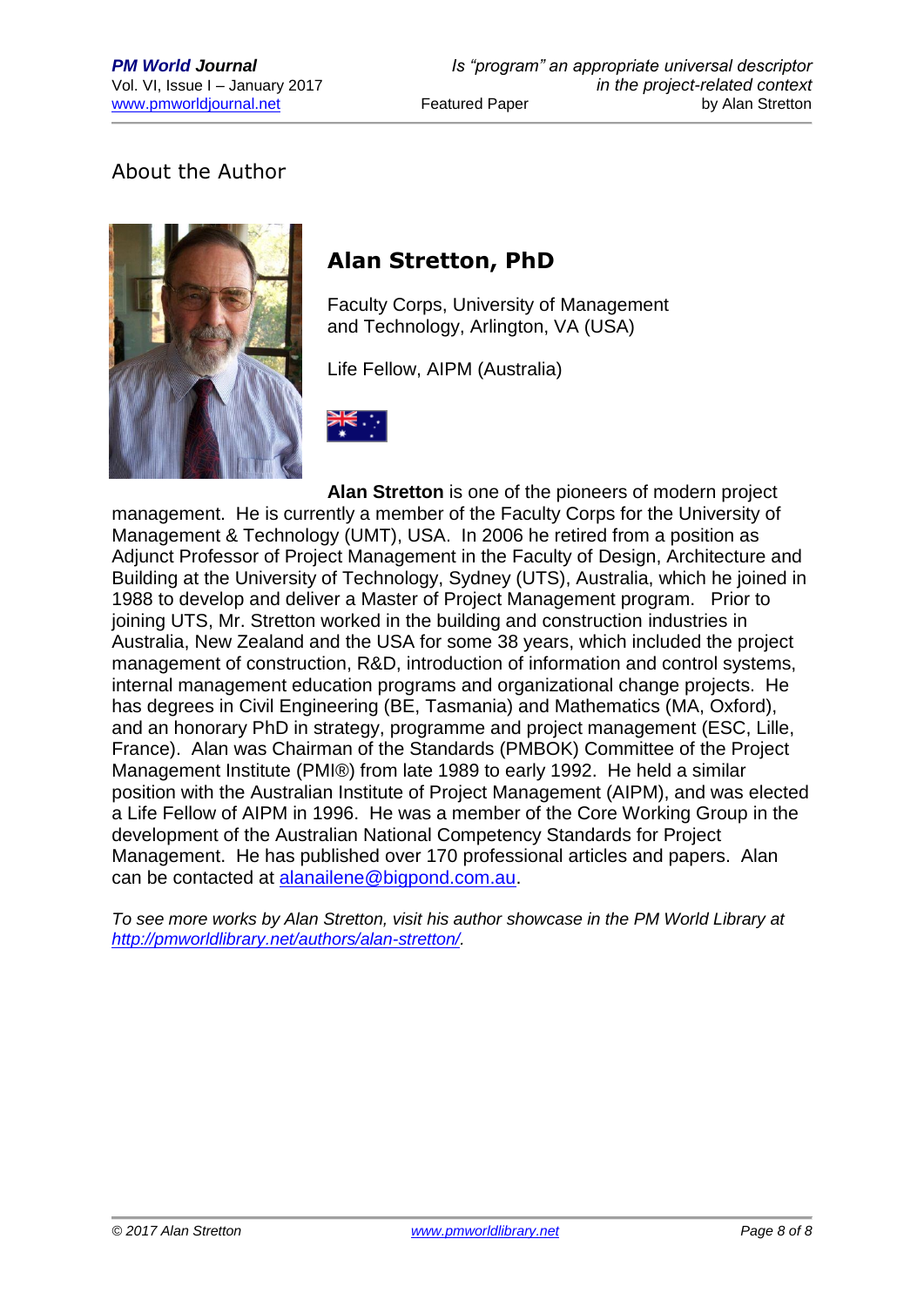## About the Author

# Alan Stretton, PhD

Faculty Corps, University of Management and Technology, Arlington, VA (USA)

Life Fellow, AIPM (Australia)

**Alan Stretton** is one of the pioneers of modern project management. He is currently a member of the Faculty Corps for the University of Management & Technology (UMT), USA. In 2006 he retired from a position as Adjunct Professor of Project Management in the Faculty of Design, Architecture and Building at the University of Technology, Sydney (UTS), Australia, which he joined in 1988 to develop and deliver a Master of Project Management program. Prior to joining UTS, Mr. Stretton worked in the building and construction industries in Australia, New Zealand and the USA for some 38 years, which included the project management of construction, R&D, introduction of information and control systems, internal management education programs and organizational change projects. He has degrees in Civil Engineering (BE, Tasmania) and Mathematics (MA, Oxford), and an honorary PhD in strategy, programme and project management (ESC, Lille, France). Alan was Chairman of the Standards (PMBOK) Committee of the Project Management Institute (PMI®) from late 1989 to early 1992. He held a similar position with the Australian Institute of Project Management (AIPM), and was elected a Life Fellow of AIPM in 1996. He was a member of the Core Working Group in the development of the Australian National Competency Standards for Project Management. He has published over 170 professional articles and papers. Alan can be contacted at alanailene@bigpond.com.au.

*To see more works by Alan Stretton, visit his author showcase in the PM World Library at http://pmworldlibrary.net/authors/alan-stretton/.*